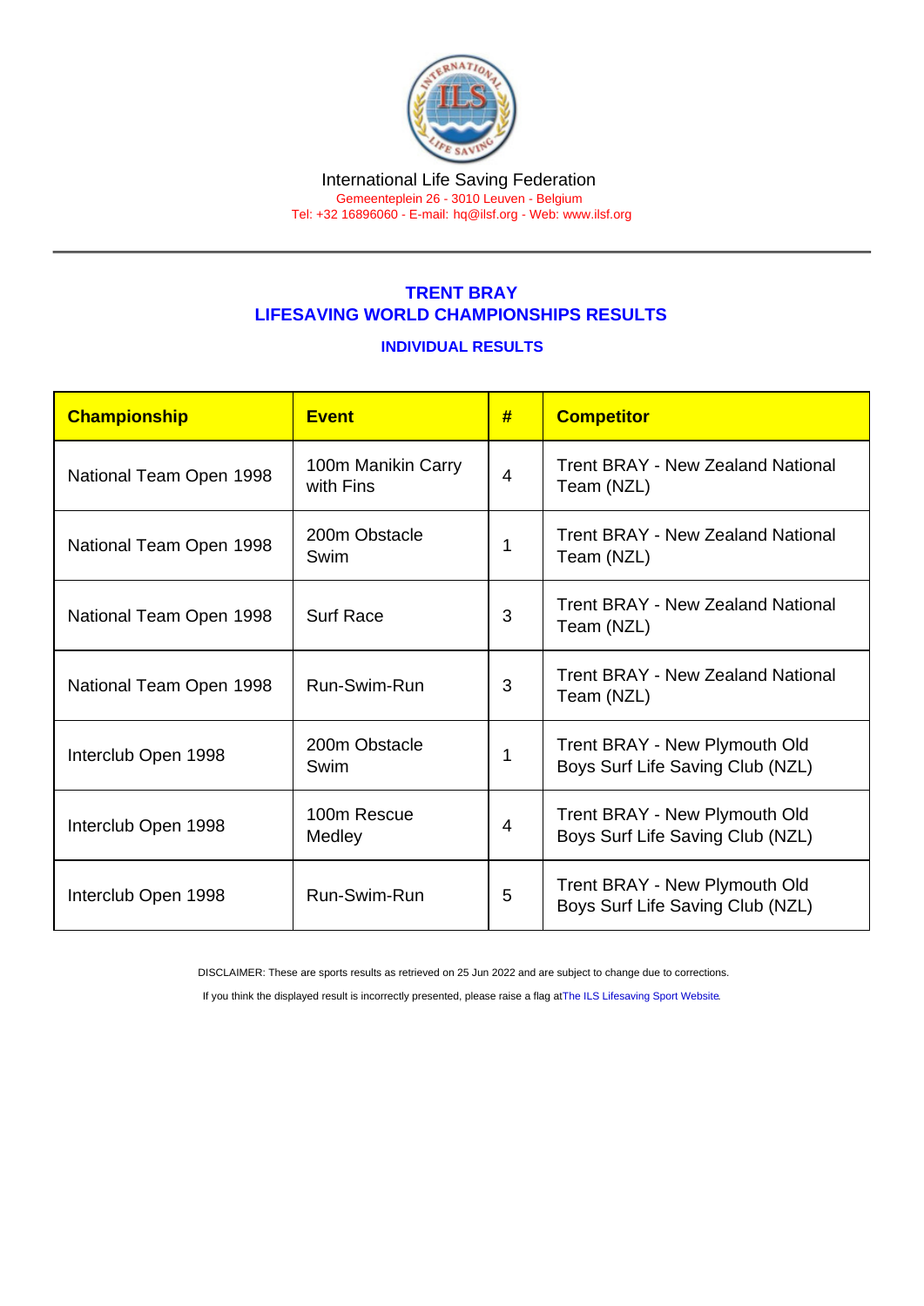International Life Saving Federation

Gemeenteplein 26 - 3010 Leuven - Belgium

Tel: +32 16896060 - E-mail: hq@ilsf.org - Web: www.ilsf.org

## TRENT BRAY
## LIFESAVING WORLD CHAMPIONSHIPS RESULTS

### INDIVIDUAL RESULTS

| Championship | Event | # | Competitor |
|---|---|---|---|
| National Team Open 1998 | 100m Manikin Carry with Fins | 4 | Trent BRAY - New Zealand National Team (NZL) |
| National Team Open 1998 | 200m Obstacle Swim | 1 | Trent BRAY - New Zealand National Team (NZL) |
| National Team Open 1998 | Surf Race | 3 | Trent BRAY - New Zealand National Team (NZL) |
| National Team Open 1998 | Run-Swim-Run | 3 | Trent BRAY - New Zealand National Team (NZL) |
| Interclub Open 1998 | 200m Obstacle Swim | 1 | Trent BRAY - New Plymouth Old Boys Surf Life Saving Club (NZL) |
| Interclub Open 1998 | 100m Rescue Medley | 4 | Trent BRAY - New Plymouth Old Boys Surf Life Saving Club (NZL) |
| Interclub Open 1998 | Run-Swim-Run | 5 | Trent BRAY - New Plymouth Old Boys Surf Life Saving Club (NZL) |

DISCLAIMER: These are sports results as retrieved on 25 Jun 2022 and are subject to change due to corrections.

If you think the displayed result is incorrectly presented, please raise a flag at The ILS Lifesaving Sport Website.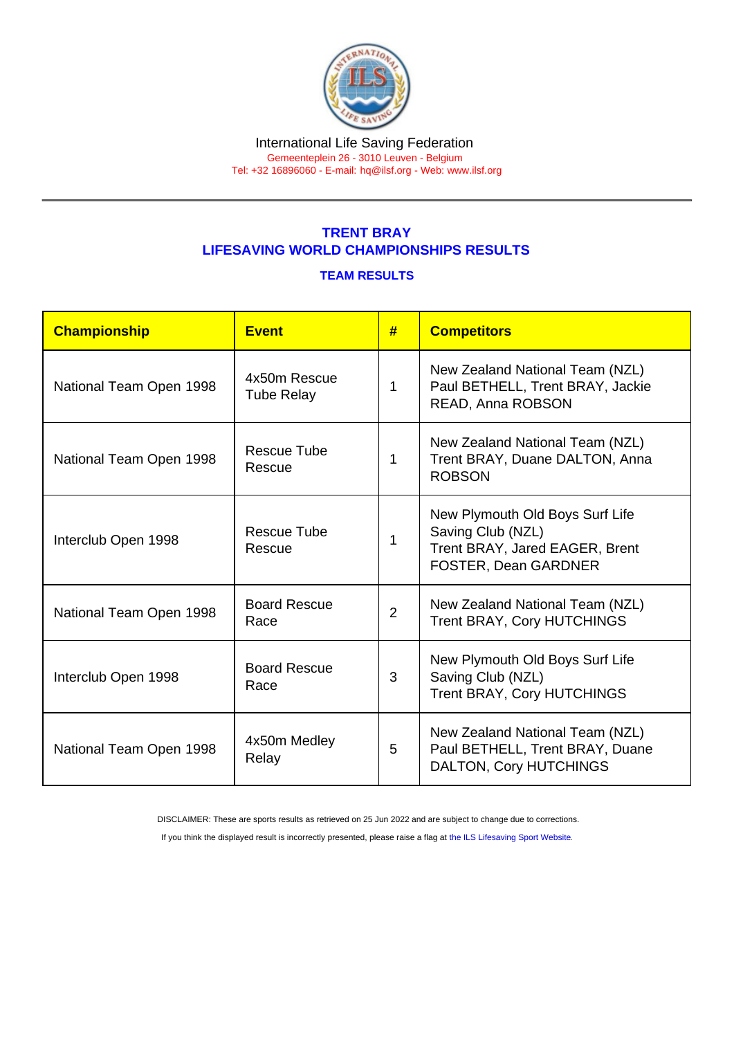International Life Saving Federation

Gemeenteplein 26 - 3010 Leuven - Belgium

Tel: +32 16896060 - E-mail: hq@ilsf.org - Web: www.ilsf.org

## TRENT BRAY
## LIFESAVING WORLD CHAMPIONSHIPS RESULTS

### TEAM RESULTS

| Championship | Event | # | Competitors |
|---|---|---|---|
| National Team Open 1998 | 4x50m Rescue Tube Relay | 1 | New Zealand National Team (NZL) Paul BETHELL, Trent BRAY, Jackie READ, Anna ROBSON |
| National Team Open 1998 | Rescue Tube Rescue | 1 | New Zealand National Team (NZL) Trent BRAY, Duane DALTON, Anna ROBSON |
| Interclub Open 1998 | Rescue Tube Rescue | 1 | New Plymouth Old Boys Surf Life Saving Club (NZL) Trent BRAY, Jared EAGER, Brent FOSTER, Dean GARDNER |
| National Team Open 1998 | Board Rescue Race | 2 | New Zealand National Team (NZL) Trent BRAY, Cory HUTCHINGS |
| Interclub Open 1998 | Board Rescue Race | 3 | New Plymouth Old Boys Surf Life Saving Club (NZL) Trent BRAY, Cory HUTCHINGS |
| National Team Open 1998 | 4x50m Medley Relay | 5 | New Zealand National Team (NZL) Paul BETHELL, Trent BRAY, Duane DALTON, Cory HUTCHINGS |

DISCLAIMER: These are sports results as retrieved on 25 Jun 2022 and are subject to change due to corrections.

If you think the displayed result is incorrectly presented, please raise a flag at the ILS Lifesaving Sport Website.